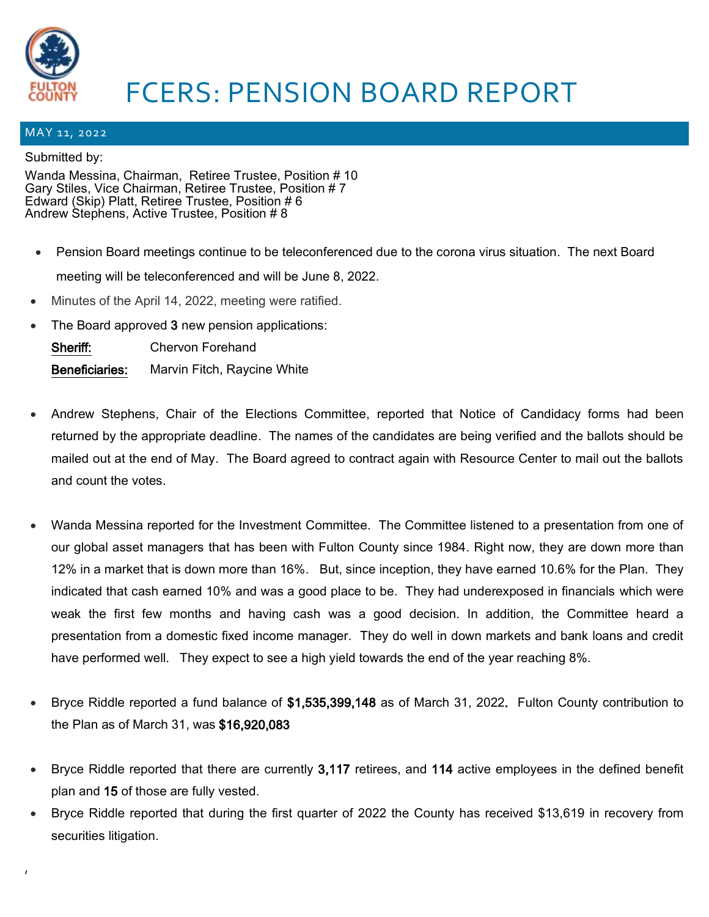# FCERS: PENSION BOARD REPORT

MAY 11, 2022

Submitted by:

Wanda Messina, Chairman, Retiree Trustee, Position # 10
Gary Stiles, Vice Chairman, Retiree Trustee, Position # 7
Edward (Skip) Platt, Retiree Trustee, Position # 6
Andrew Stephens, Active Trustee, Position # 8

- Pension Board meetings continue to be teleconferenced due to the corona virus situation. The next Board meeting will be teleconferenced and will be June 8, 2022.
- Minutes of the April 14, 2022, meeting were ratified.
- The Board approved **3** new pension applications:

  **Sheriff:** Chervon Forehand

  **Beneficiaries:** Marvin Fitch, Raycine White

- Andrew Stephens, Chair of the Elections Committee, reported that Notice of Candidacy forms had been returned by the appropriate deadline. The names of the candidates are being verified and the ballots should be mailed out at the end of May. The Board agreed to contract again with Resource Center to mail out the ballots and count the votes.

- Wanda Messina reported for the Investment Committee. The Committee listened to a presentation from one of our global asset managers that has been with Fulton County since 1984. Right now, they are down more than 12% in a market that is down more than 16%. But, since inception, they have earned 10.6% for the Plan. They indicated that cash earned 10% and was a good place to be. They had underexposed in financials which were weak the first few months and having cash was a good decision. In addition, the Committee heard a presentation from a domestic fixed income manager. They do well in down markets and bank loans and credit have performed well. They expect to see a high yield towards the end of the year reaching 8%.

- Bryce Riddle reported a fund balance of **$1,535,399,148** as of March 31, 2022**.** Fulton County contribution to the Plan as of March 31, was **$16,920,083**

- Bryce Riddle reported that there are currently **3,117** retirees, and **114** active employees in the defined benefit plan and **15** of those are fully vested.
- Bryce Riddle reported that during the first quarter of 2022 the County has received $13,619 in recovery from securities litigation.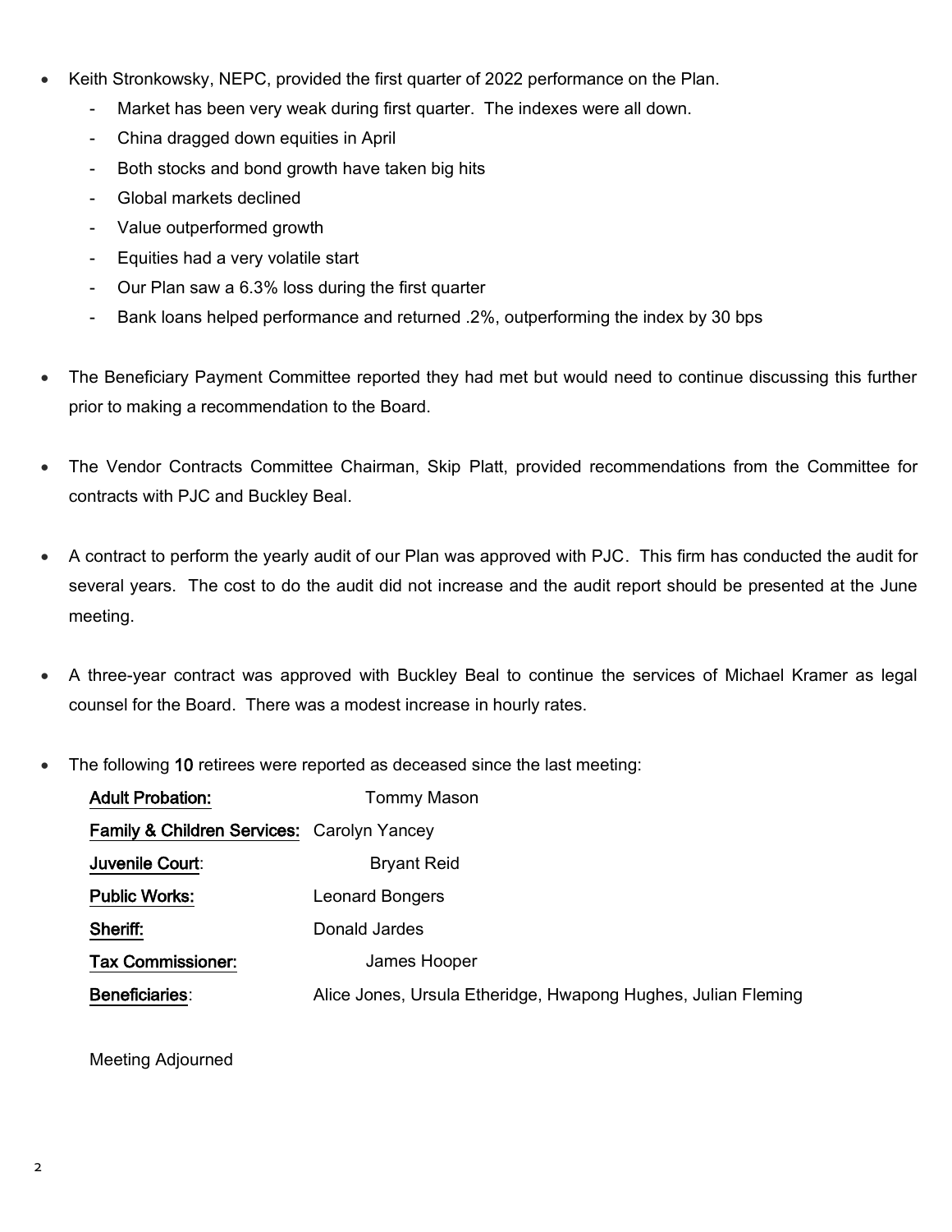- Keith Stronkowsky, NEPC, provided the first quarter of 2022 performance on the Plan.
  - Market has been very weak during first quarter. The indexes were all down.
  - China dragged down equities in April
  - Both stocks and bond growth have taken big hits
  - Global markets declined
  - Value outperformed growth
  - Equities had a very volatile start
  - Our Plan saw a 6.3% loss during the first quarter
  - Bank loans helped performance and returned .2%, outperforming the index by 30 bps

- The Beneficiary Payment Committee reported they had met but would need to continue discussing this further prior to making a recommendation to the Board.

- The Vendor Contracts Committee Chairman, Skip Platt, provided recommendations from the Committee for contracts with PJC and Buckley Beal.

- A contract to perform the yearly audit of our Plan was approved with PJC. This firm has conducted the audit for several years. The cost to do the audit did not increase and the audit report should be presented at the June meeting.

- A three-year contract was approved with Buckley Beal to continue the services of Michael Kramer as legal counsel for the Board. There was a modest increase in hourly rates.

- The following 10 retirees were reported as deceased since the last meeting:

| | |
|---|---|
| Adult Probation: | Tommy Mason |
| Family & Children Services: | Carolyn Yancey |
| Juvenile Court: | Bryant Reid |
| Public Works: | Leonard Bongers |
| Sheriff: | Donald Jardes |
| Tax Commissioner: | James Hooper |
| Beneficiaries: | Alice Jones, Ursula Etheridge, Hwapong Hughes, Julian Fleming |

Meeting Adjourned